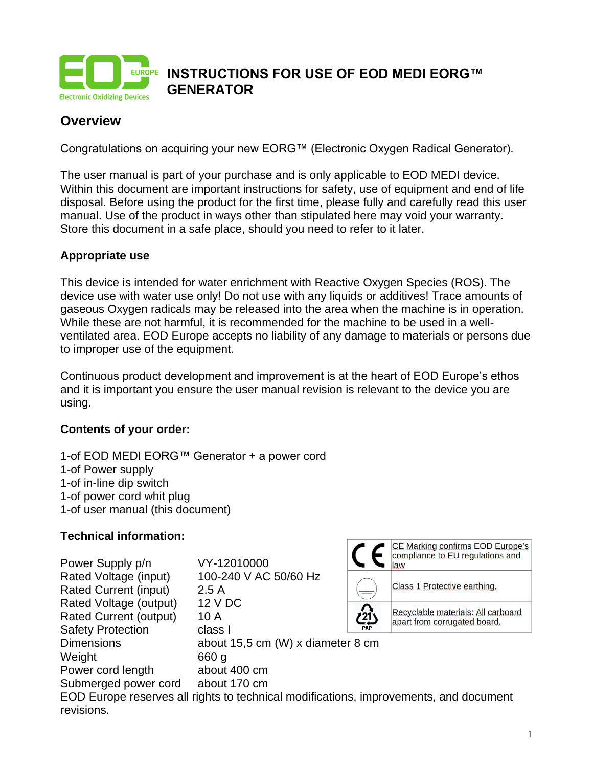# INSTRUCTIONS FOR USE OF EOD MEDI EORG™ GENERATOR

## Overview

Congratulations on acquiring your new EORG™ (Electronic Oxygen Radical Generator).

The user manual is part of your purchase and is only applicable to EOD MEDI device. Within this document are important instructions for safety, use of equipment and end of life disposal. Before using the product for the first time, please fully and carefully read this user manual. Use of the product in ways other than stipulated here may void your warranty. Store this document in a safe place, should you need to refer to it later.

### Appropriate use

This device is intended for water enrichment with Reactive Oxygen Species (ROS). The device use with water use only! Do not use with any liquids or additives! Trace amounts of gaseous Oxygen radicals may be released into the area when the machine is in operation. While these are not harmful, it is recommended for the machine to be used in a well-ventilated area. EOD Europe accepts no liability of any damage to materials or persons due to improper use of the equipment.

Continuous product development and improvement is at the heart of EOD Europe's ethos and it is important you ensure the user manual revision is relevant to the device you are using.

### Contents of your order:

1-of EOD MEDI EORG™ Generator + a power cord
1-of Power supply
1-of in-line dip switch
1-of power cord whit plug
1-of user manual (this document)

### Technical information:

| | |
|---|---|
| Power Supply p/n | VY-12010000 |
| Rated Voltage (input) | 100-240 V AC 50/60 Hz |
| Rated Current (input) | 2.5 A |
| Rated Voltage (output) | 12 V DC |
| Rated Current (output) | 10 A |
| Safety Protection | class I |
| Dimensions | about 15,5 cm (W) x diameter 8 cm |
| Weight | 660 g |
| Power cord length | about 400 cm |
| Submerged power cord | about 170 cm |

| Symbol | Meaning |
|---|---|
| CE | CE Marking confirms EOD Europe's compliance to EU regulations and law |
| ⏚ | Class 1 Protective earthing. |
| 21 PAP | Recyclable materials: All carboard apart from corrugated board. |

EOD Europe reserves all rights to technical modifications, improvements, and document revisions.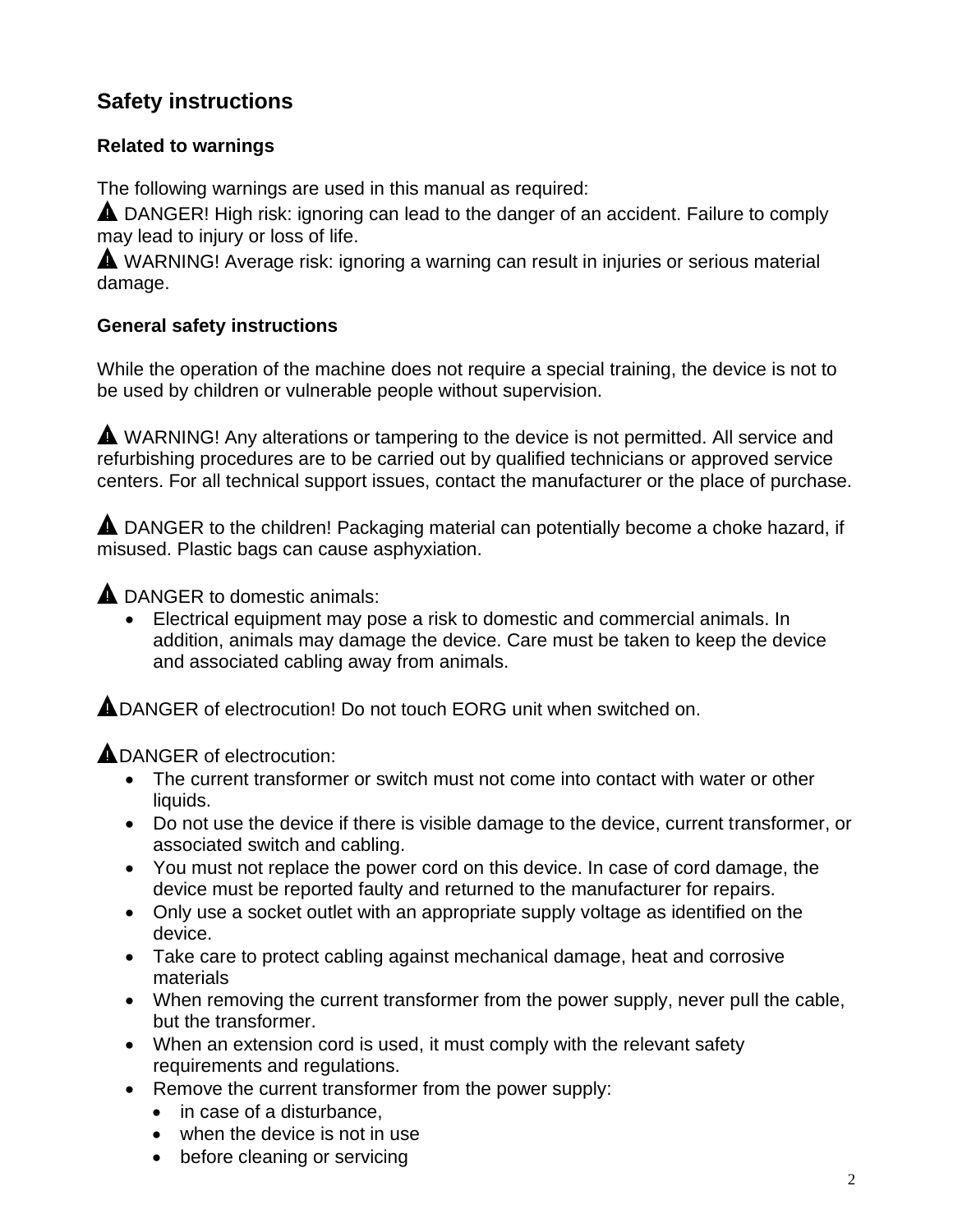## Safety instructions

### Related to warnings

The following warnings are used in this manual as required:

⚠ DANGER! High risk: ignoring can lead to the danger of an accident. Failure to comply may lead to injury or loss of life.

⚠ WARNING! Average risk: ignoring a warning can result in injuries or serious material damage.

### General safety instructions

While the operation of the machine does not require a special training, the device is not to be used by children or vulnerable people without supervision.

⚠ WARNING! Any alterations or tampering to the device is not permitted. All service and refurbishing procedures are to be carried out by qualified technicians or approved service centers. For all technical support issues, contact the manufacturer or the place of purchase.

⚠ DANGER to the children! Packaging material can potentially become a choke hazard, if misused. Plastic bags can cause asphyxiation.

⚠ DANGER to domestic animals:

- Electrical equipment may pose a risk to domestic and commercial animals. In addition, animals may damage the device. Care must be taken to keep the device and associated cabling away from animals.

⚠DANGER of electrocution! Do not touch EORG unit when switched on.

⚠DANGER of electrocution:

- The current transformer or switch must not come into contact with water or other liquids.
- Do not use the device if there is visible damage to the device, current transformer, or associated switch and cabling.
- You must not replace the power cord on this device. In case of cord damage, the device must be reported faulty and returned to the manufacturer for repairs.
- Only use a socket outlet with an appropriate supply voltage as identified on the device.
- Take care to protect cabling against mechanical damage, heat and corrosive materials
- When removing the current transformer from the power supply, never pull the cable, but the transformer.
- When an extension cord is used, it must comply with the relevant safety requirements and regulations.
- Remove the current transformer from the power supply:
  - in case of a disturbance,
  - when the device is not in use
  - before cleaning or servicing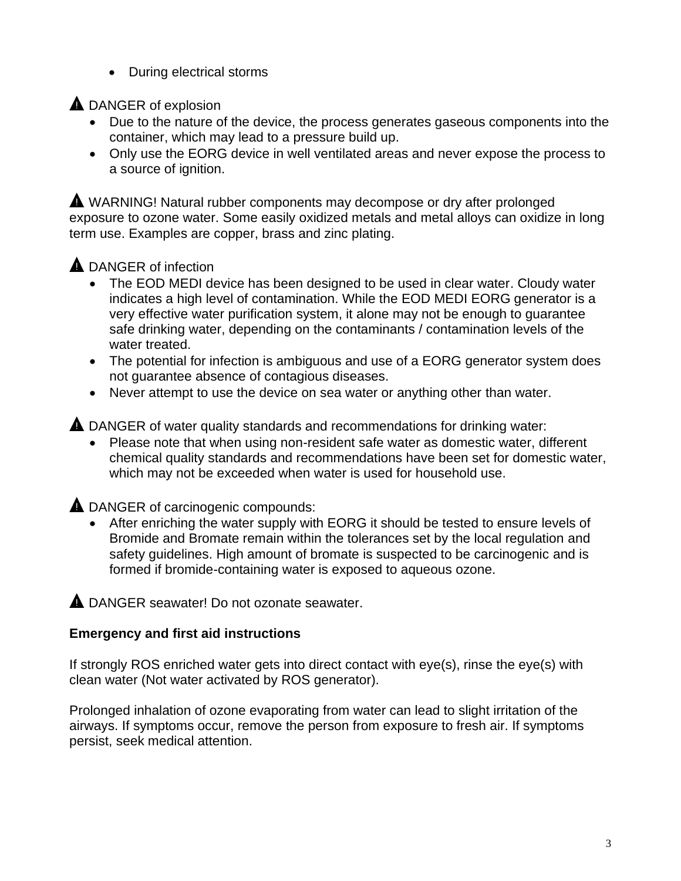- During electrical storms

⚠ DANGER of explosion

- Due to the nature of the device, the process generates gaseous components into the container, which may lead to a pressure build up.
- Only use the EORG device in well ventilated areas and never expose the process to a source of ignition.

⚠ WARNING! Natural rubber components may decompose or dry after prolonged exposure to ozone water. Some easily oxidized metals and metal alloys can oxidize in long term use. Examples are copper, brass and zinc plating.

⚠ DANGER of infection

- The EOD MEDI device has been designed to be used in clear water. Cloudy water indicates a high level of contamination. While the EOD MEDI EORG generator is a very effective water purification system, it alone may not be enough to guarantee safe drinking water, depending on the contaminants / contamination levels of the water treated.
- The potential for infection is ambiguous and use of a EORG generator system does not guarantee absence of contagious diseases.
- Never attempt to use the device on sea water or anything other than water.

⚠ DANGER of water quality standards and recommendations for drinking water:

- Please note that when using non-resident safe water as domestic water, different chemical quality standards and recommendations have been set for domestic water, which may not be exceeded when water is used for household use.

⚠ DANGER of carcinogenic compounds:

- After enriching the water supply with EORG it should be tested to ensure levels of Bromide and Bromate remain within the tolerances set by the local regulation and safety guidelines. High amount of bromate is suspected to be carcinogenic and is formed if bromide-containing water is exposed to aqueous ozone.

⚠ DANGER seawater! Do not ozonate seawater.

**Emergency and first aid instructions**

If strongly ROS enriched water gets into direct contact with eye(s), rinse the eye(s) with clean water (Not water activated by ROS generator).

Prolonged inhalation of ozone evaporating from water can lead to slight irritation of the airways. If symptoms occur, remove the person from exposure to fresh air. If symptoms persist, seek medical attention.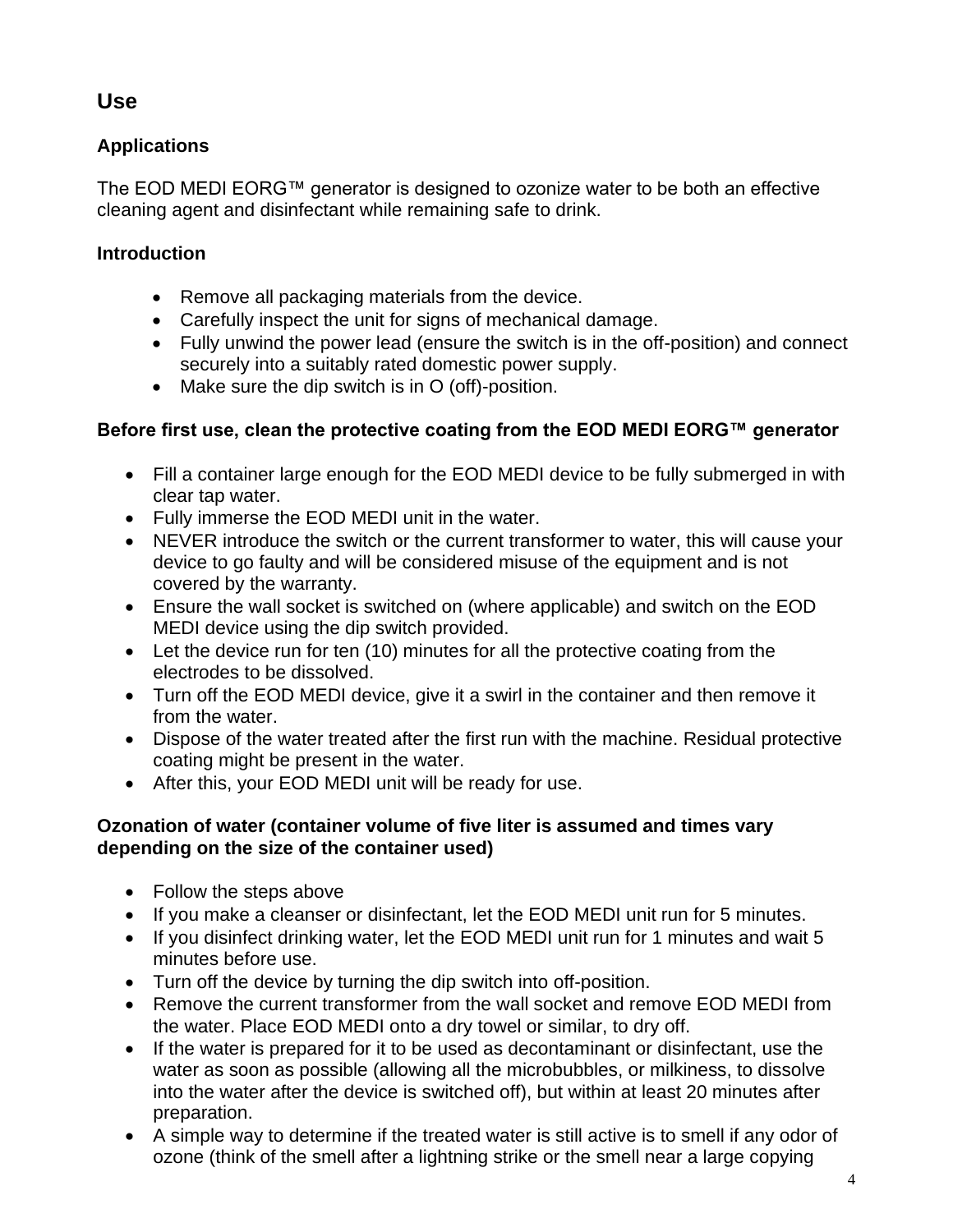## Use

### Applications

The EOD MEDI EORG™ generator is designed to ozonize water to be both an effective cleaning agent and disinfectant while remaining safe to drink.

### Introduction

- Remove all packaging materials from the device.
- Carefully inspect the unit for signs of mechanical damage.
- Fully unwind the power lead (ensure the switch is in the off-position) and connect securely into a suitably rated domestic power supply.
- Make sure the dip switch is in O (off)-position.

### Before first use, clean the protective coating from the EOD MEDI EORG™ generator

- Fill a container large enough for the EOD MEDI device to be fully submerged in with clear tap water.
- Fully immerse the EOD MEDI unit in the water.
- NEVER introduce the switch or the current transformer to water, this will cause your device to go faulty and will be considered misuse of the equipment and is not covered by the warranty.
- Ensure the wall socket is switched on (where applicable) and switch on the EOD MEDI device using the dip switch provided.
- Let the device run for ten (10) minutes for all the protective coating from the electrodes to be dissolved.
- Turn off the EOD MEDI device, give it a swirl in the container and then remove it from the water.
- Dispose of the water treated after the first run with the machine. Residual protective coating might be present in the water.
- After this, your EOD MEDI unit will be ready for use.

### Ozonation of water (container volume of five liter is assumed and times vary depending on the size of the container used)

- Follow the steps above
- If you make a cleanser or disinfectant, let the EOD MEDI unit run for 5 minutes.
- If you disinfect drinking water, let the EOD MEDI unit run for 1 minutes and wait 5 minutes before use.
- Turn off the device by turning the dip switch into off-position.
- Remove the current transformer from the wall socket and remove EOD MEDI from the water. Place EOD MEDI onto a dry towel or similar, to dry off.
- If the water is prepared for it to be used as decontaminant or disinfectant, use the water as soon as possible (allowing all the microbubbles, or milkiness, to dissolve into the water after the device is switched off), but within at least 20 minutes after preparation.
- A simple way to determine if the treated water is still active is to smell if any odor of ozone (think of the smell after a lightning strike or the smell near a large copying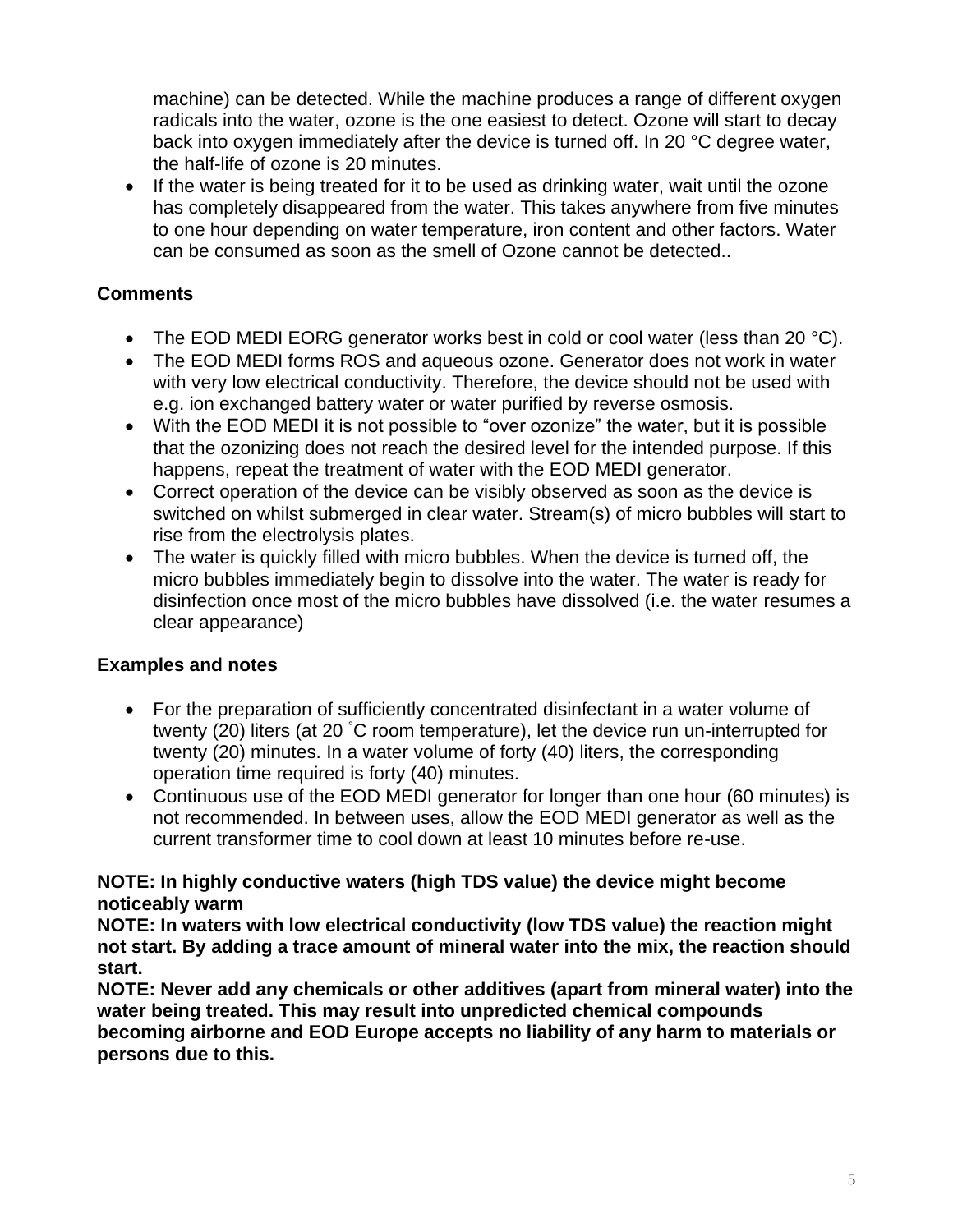machine) can be detected. While the machine produces a range of different oxygen radicals into the water, ozone is the one easiest to detect. Ozone will start to decay back into oxygen immediately after the device is turned off. In 20 °C degree water, the half-life of ozone is 20 minutes.

- If the water is being treated for it to be used as drinking water, wait until the ozone has completely disappeared from the water. This takes anywhere from five minutes to one hour depending on water temperature, iron content and other factors. Water can be consumed as soon as the smell of Ozone cannot be detected..

**Comments**

- The EOD MEDI EORG generator works best in cold or cool water (less than 20 °C).
- The EOD MEDI forms ROS and aqueous ozone. Generator does not work in water with very low electrical conductivity. Therefore, the device should not be used with e.g. ion exchanged battery water or water purified by reverse osmosis.
- With the EOD MEDI it is not possible to "over ozonize" the water, but it is possible that the ozonizing does not reach the desired level for the intended purpose. If this happens, repeat the treatment of water with the EOD MEDI generator.
- Correct operation of the device can be visibly observed as soon as the device is switched on whilst submerged in clear water. Stream(s) of micro bubbles will start to rise from the electrolysis plates.
- The water is quickly filled with micro bubbles. When the device is turned off, the micro bubbles immediately begin to dissolve into the water. The water is ready for disinfection once most of the micro bubbles have dissolved (i.e. the water resumes a clear appearance)

**Examples and notes**

- For the preparation of sufficiently concentrated disinfectant in a water volume of twenty (20) liters (at 20 ˚C room temperature), let the device run un-interrupted for twenty (20) minutes. In a water volume of forty (40) liters, the corresponding operation time required is forty (40) minutes.
- Continuous use of the EOD MEDI generator for longer than one hour (60 minutes) is not recommended. In between uses, allow the EOD MEDI generator as well as the current transformer time to cool down at least 10 minutes before re-use.

**NOTE: In highly conductive waters (high TDS value) the device might become noticeably warm**

**NOTE: In waters with low electrical conductivity (low TDS value) the reaction might not start. By adding a trace amount of mineral water into the mix, the reaction should start.**

**NOTE: Never add any chemicals or other additives (apart from mineral water) into the water being treated. This may result into unpredicted chemical compounds becoming airborne and EOD Europe accepts no liability of any harm to materials or persons due to this.**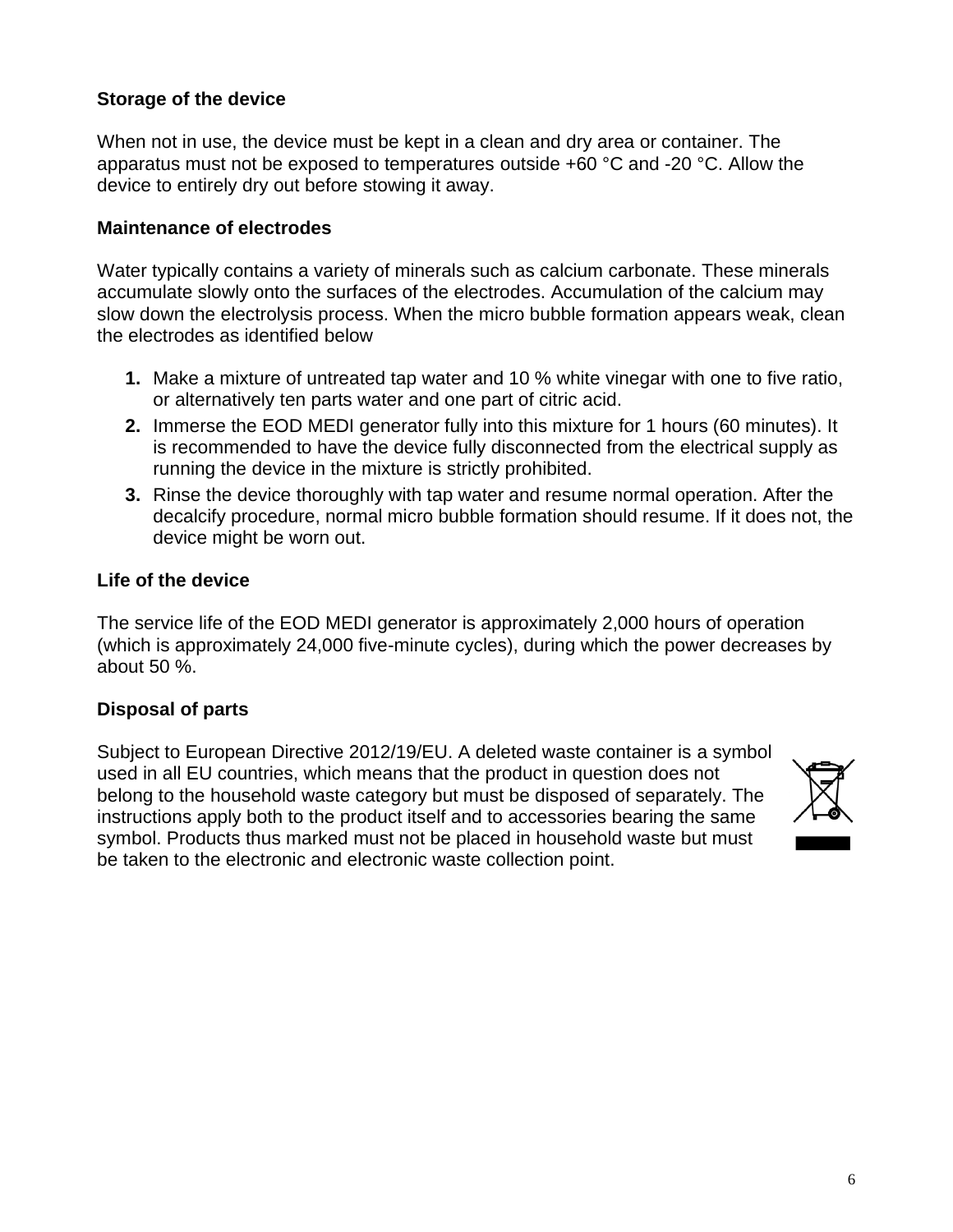## Storage of the device

When not in use, the device must be kept in a clean and dry area or container. The apparatus must not be exposed to temperatures outside +60 °C and -20 °C. Allow the device to entirely dry out before stowing it away.

## Maintenance of electrodes

Water typically contains a variety of minerals such as calcium carbonate. These minerals accumulate slowly onto the surfaces of the electrodes. Accumulation of the calcium may slow down the electrolysis process. When the micro bubble formation appears weak, clean the electrodes as identified below

1. Make a mixture of untreated tap water and 10 % white vinegar with one to five ratio, or alternatively ten parts water and one part of citric acid.
2. Immerse the EOD MEDI generator fully into this mixture for 1 hours (60 minutes). It is recommended to have the device fully disconnected from the electrical supply as running the device in the mixture is strictly prohibited.
3. Rinse the device thoroughly with tap water and resume normal operation. After the decalcify procedure, normal micro bubble formation should resume. If it does not, the device might be worn out.

## Life of the device

The service life of the EOD MEDI generator is approximately 2,000 hours of operation (which is approximately 24,000 five-minute cycles), during which the power decreases by about 50 %.

## Disposal of parts

Subject to European Directive 2012/19/EU. A deleted waste container is a symbol used in all EU countries, which means that the product in question does not belong to the household waste category but must be disposed of separately. The instructions apply both to the product itself and to accessories bearing the same symbol. Products thus marked must not be placed in household waste but must be taken to the electronic and electronic waste collection point.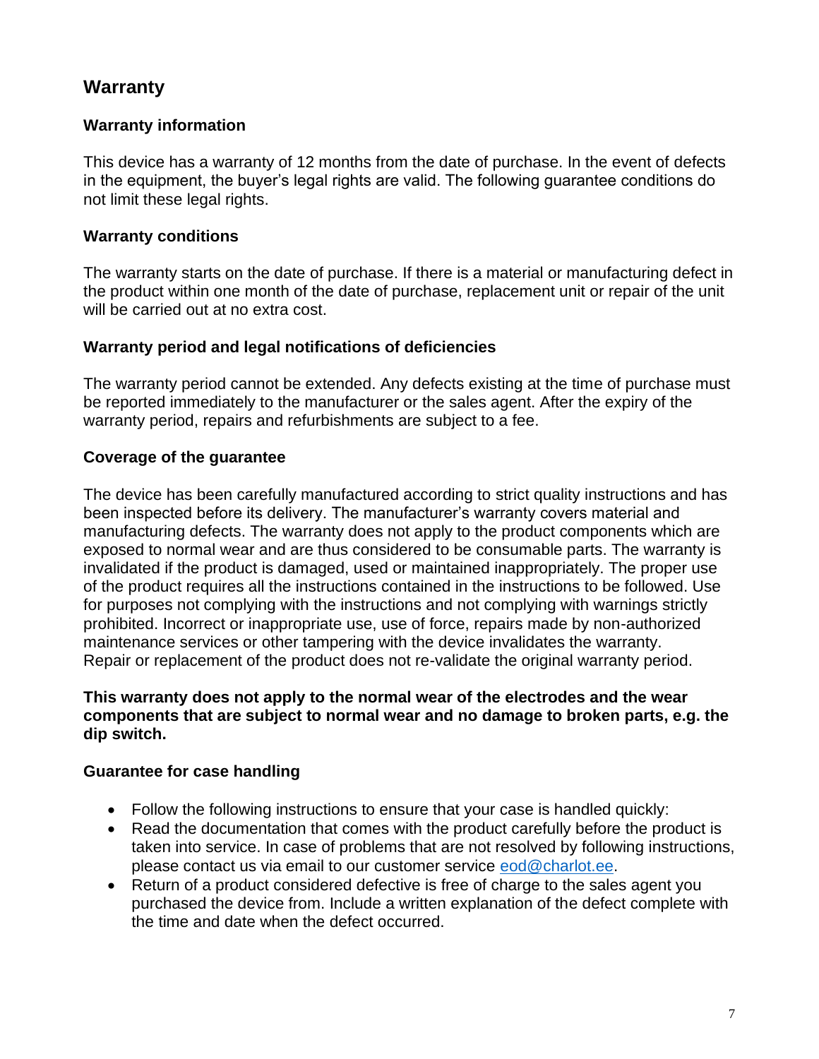## Warranty

### Warranty information

This device has a warranty of 12 months from the date of purchase. In the event of defects in the equipment, the buyer's legal rights are valid. The following guarantee conditions do not limit these legal rights.

### Warranty conditions

The warranty starts on the date of purchase. If there is a material or manufacturing defect in the product within one month of the date of purchase, replacement unit or repair of the unit will be carried out at no extra cost.

### Warranty period and legal notifications of deficiencies

The warranty period cannot be extended. Any defects existing at the time of purchase must be reported immediately to the manufacturer or the sales agent. After the expiry of the warranty period, repairs and refurbishments are subject to a fee.

### Coverage of the guarantee

The device has been carefully manufactured according to strict quality instructions and has been inspected before its delivery. The manufacturer's warranty covers material and manufacturing defects. The warranty does not apply to the product components which are exposed to normal wear and are thus considered to be consumable parts. The warranty is invalidated if the product is damaged, used or maintained inappropriately. The proper use of the product requires all the instructions contained in the instructions to be followed. Use for purposes not complying with the instructions and not complying with warnings strictly prohibited. Incorrect or inappropriate use, use of force, repairs made by non-authorized maintenance services or other tampering with the device invalidates the warranty. Repair or replacement of the product does not re-validate the original warranty period.

**This warranty does not apply to the normal wear of the electrodes and the wear components that are subject to normal wear and no damage to broken parts, e.g. the dip switch.**

### Guarantee for case handling

- Follow the following instructions to ensure that your case is handled quickly:
- Read the documentation that comes with the product carefully before the product is taken into service. In case of problems that are not resolved by following instructions, please contact us via email to our customer service eod@charlot.ee.
- Return of a product considered defective is free of charge to the sales agent you purchased the device from. Include a written explanation of the defect complete with the time and date when the defect occurred.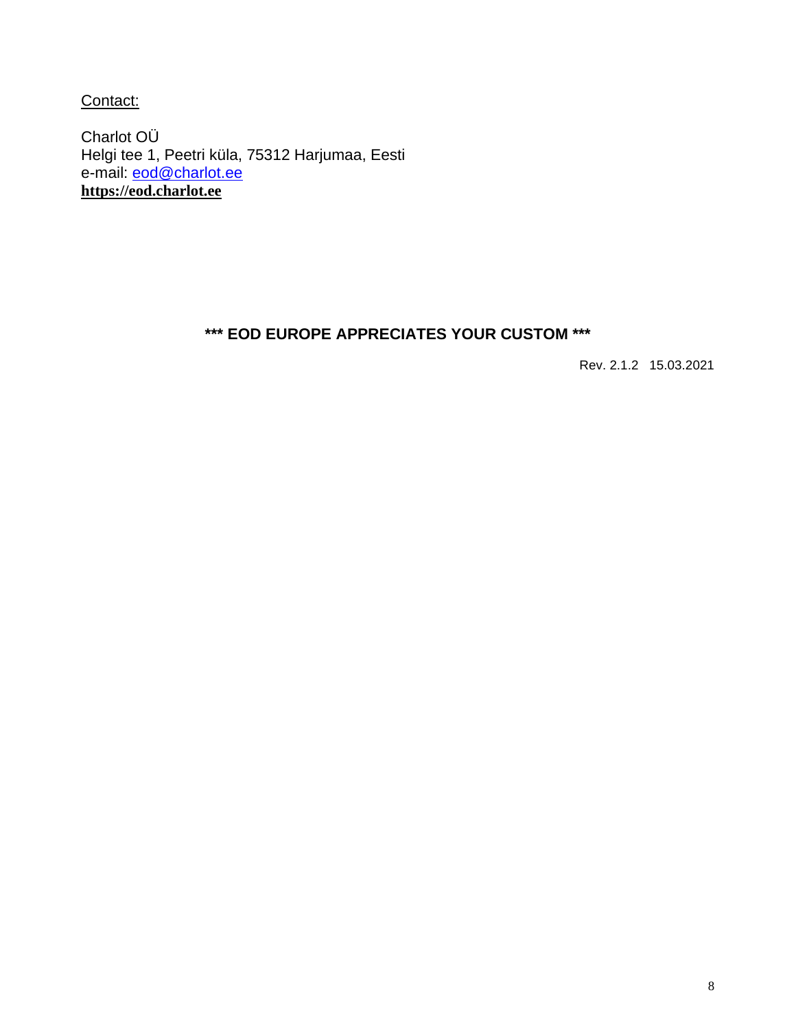Contact:

Charlot OÜ
Helgi tee 1, Peetri küla, 75312 Harjumaa, Eesti
e-mail: eod@charlot.ee
**https://eod.charlot.ee**

**\*\*\* EOD EUROPE APPRECIATES YOUR CUSTOM \*\*\***

Rev. 2.1.2 15.03.2021